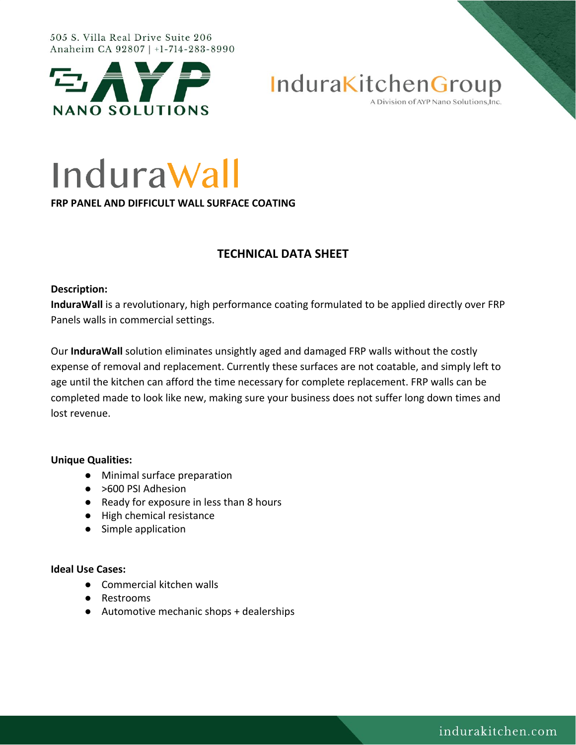505 S. Villa Real Drive Suite 206
Anaheim CA 92807 | +1-714-283-8990

AYP NANO SOLUTIONS

InduraKitchenGroup
A Division of AYP Nano Solutions,Inc.

# InduraWall

**FRP PANEL AND DIFFICULT WALL SURFACE COATING**

## TECHNICAL DATA SHEET

**Description:**

**InduraWall** is a revolutionary, high performance coating formulated to be applied directly over FRP Panels walls in commercial settings.

Our **InduraWall** solution eliminates unsightly aged and damaged FRP walls without the costly expense of removal and replacement. Currently these surfaces are not coatable, and simply left to age until the kitchen can afford the time necessary for complete replacement. FRP walls can be completed made to look like new, making sure your business does not suffer long down times and lost revenue.

**Unique Qualities:**

- Minimal surface preparation
- >600 PSI Adhesion
- Ready for exposure in less than 8 hours
- High chemical resistance
- Simple application

**Ideal Use Cases:**

- Commercial kitchen walls
- Restrooms
- Automotive mechanic shops + dealerships

indurakitchen.com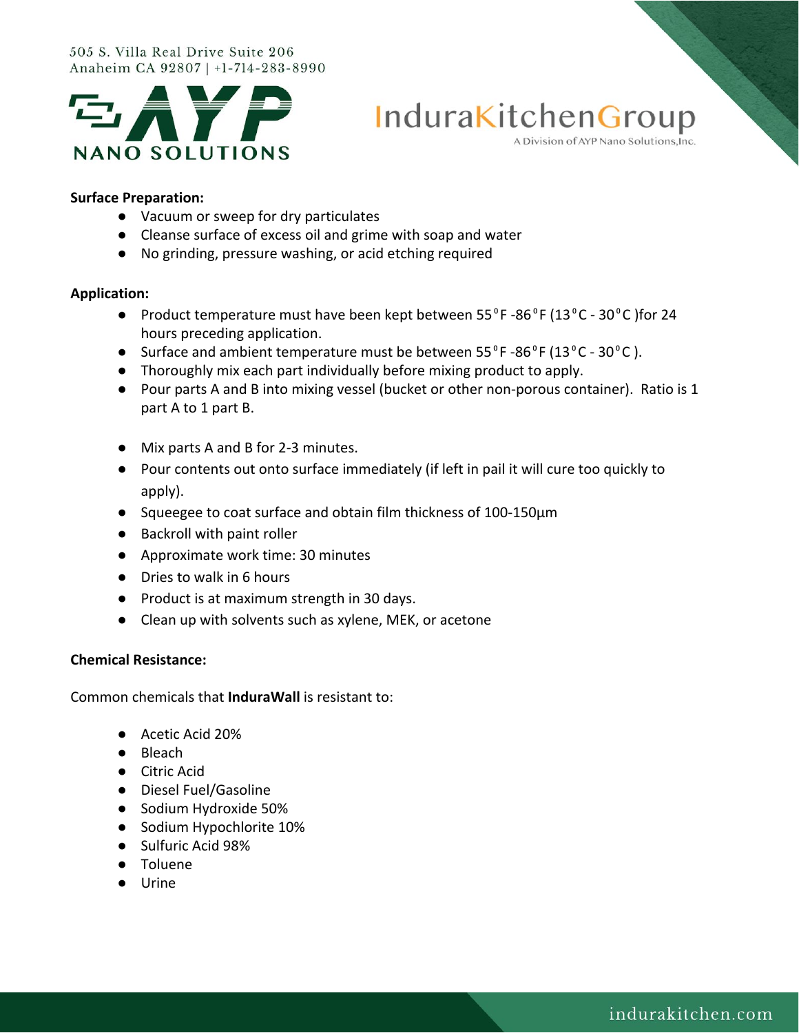505 S. Villa Real Drive Suite 206
Anaheim CA 92807 | +1-714-283-8990

AYP NANO SOLUTIONS

InduraKitchenGroup
A Division of AYP Nano Solutions,Inc.

**Surface Preparation:**

- Vacuum or sweep for dry particulates
- Cleanse surface of excess oil and grime with soap and water
- No grinding, pressure washing, or acid etching required

**Application:**

- Product temperature must have been kept between 55°F -86°F (13°C - 30°C )for 24 hours preceding application.
- Surface and ambient temperature must be between 55°F -86°F (13°C - 30°C ).
- Thoroughly mix each part individually before mixing product to apply.
- Pour parts A and B into mixing vessel (bucket or other non-porous container). Ratio is 1 part A to 1 part B.

- Mix parts A and B for 2-3 minutes.
- Pour contents out onto surface immediately (if left in pail it will cure too quickly to apply).
- Squeegee to coat surface and obtain film thickness of 100-150µm
- Backroll with paint roller
- Approximate work time: 30 minutes
- Dries to walk in 6 hours
- Product is at maximum strength in 30 days.
- Clean up with solvents such as xylene, MEK, or acetone

**Chemical Resistance:**

Common chemicals that **InduraWall** is resistant to:

- Acetic Acid 20%
- Bleach
- Citric Acid
- Diesel Fuel/Gasoline
- Sodium Hydroxide 50%
- Sodium Hypochlorite 10%
- Sulfuric Acid 98%
- Toluene
- Urine

indurakitchen.com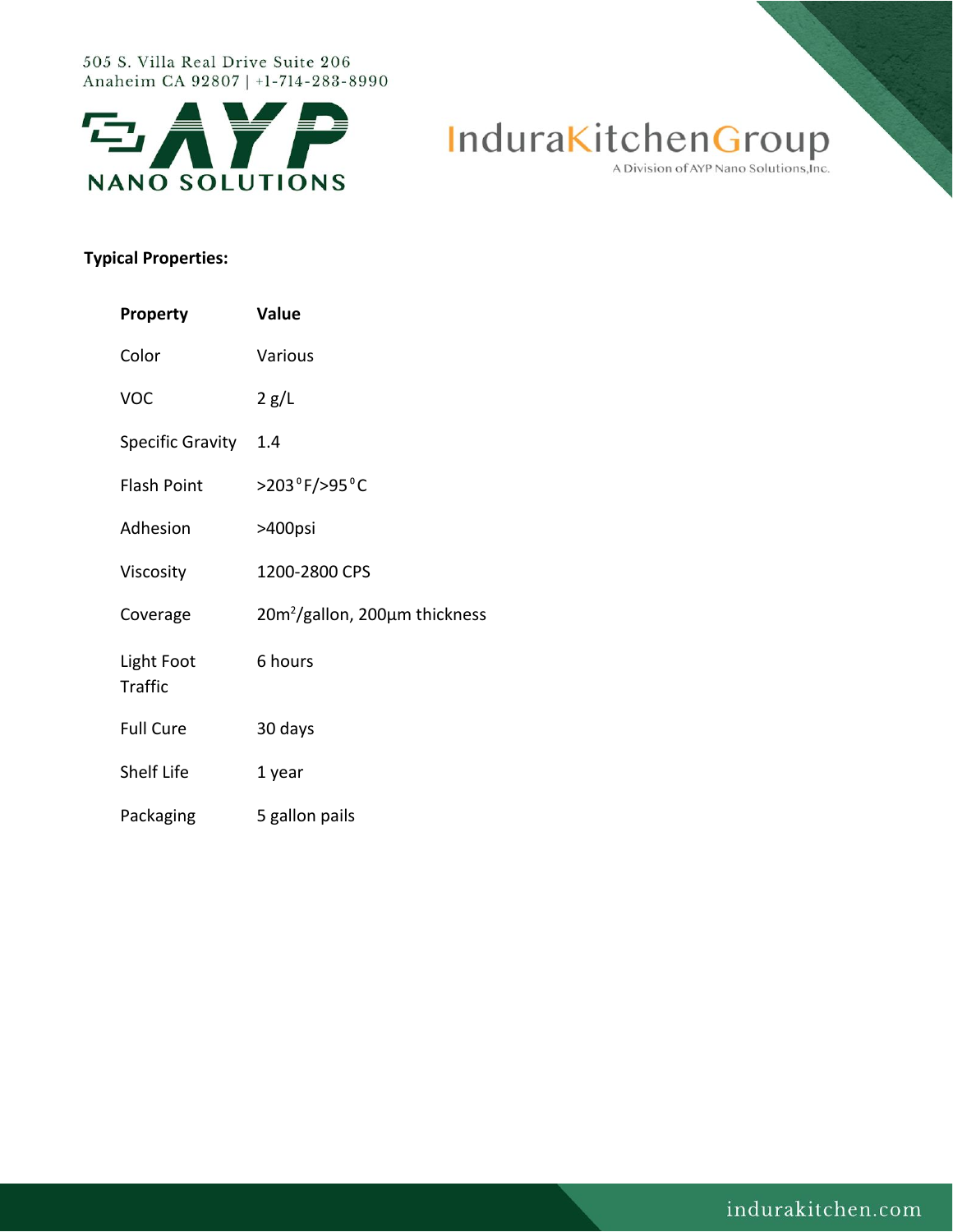**Typical Properties:**

| Property | Value |
|---|---|
| Color | Various |
| VOC | 2 g/L |
| Specific Gravity | 1.4 |
| Flash Point | >203°F/>95°C |
| Adhesion | >400psi |
| Viscosity | 1200-2800 CPS |
| Coverage | 20m²/gallon, 200µm thickness |
| Light Foot Traffic | 6 hours |
| Full Cure | 30 days |
| Shelf Life | 1 year |
| Packaging | 5 gallon pails |